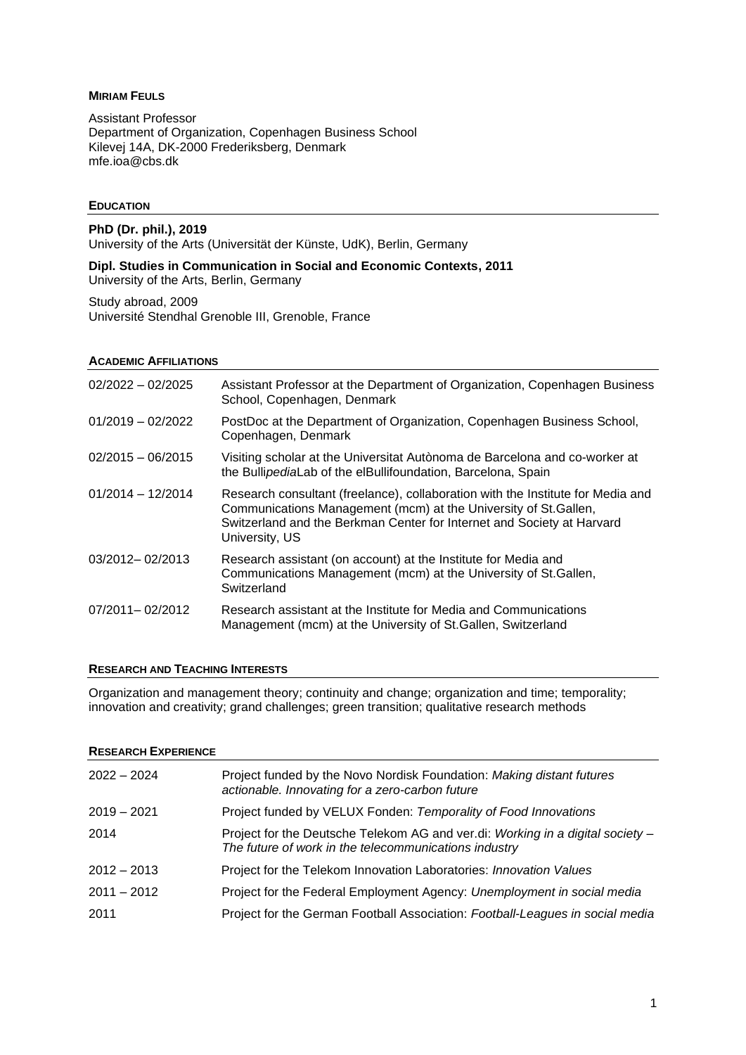**MIRIAM FEULS**

Assistant Professor
Department of Organization, Copenhagen Business School
Kilevej 14A, DK-2000 Frederiksberg, Denmark
mfe.ioa@cbs.dk

## EDUCATION

**PhD (Dr. phil.), 2019**
University of the Arts (Universität der Künste, UdK), Berlin, Germany

**Dipl. Studies in Communication in Social and Economic Contexts, 2011**
University of the Arts, Berlin, Germany

Study abroad, 2009
Université Stendhal Grenoble III, Grenoble, France

## ACADEMIC AFFILIATIONS

| | |
|---|---|
| 02/2022 – 02/2025 | Assistant Professor at the Department of Organization, Copenhagen Business School, Copenhagen, Denmark |
| 01/2019 – 02/2022 | PostDoc at the Department of Organization, Copenhagen Business School, Copenhagen, Denmark |
| 02/2015 – 06/2015 | Visiting scholar at the Universitat Autònoma de Barcelona and co-worker at the Bulli*pedia*Lab of the elBullifoundation, Barcelona, Spain |
| 01/2014 – 12/2014 | Research consultant (freelance), collaboration with the Institute for Media and Communications Management (mcm) at the University of St.Gallen, Switzerland and the Berkman Center for Internet and Society at Harvard University, US |
| 03/2012– 02/2013 | Research assistant (on account) at the Institute for Media and Communications Management (mcm) at the University of St.Gallen, Switzerland |
| 07/2011– 02/2012 | Research assistant at the Institute for Media and Communications Management (mcm) at the University of St.Gallen, Switzerland |

## RESEARCH AND TEACHING INTERESTS

Organization and management theory; continuity and change; organization and time; temporality; innovation and creativity; grand challenges; green transition; qualitative research methods

## RESEARCH EXPERIENCE

| | |
|---|---|
| 2022 – 2024 | Project funded by the Novo Nordisk Foundation: *Making distant futures actionable. Innovating for a zero-carbon future* |
| 2019 – 2021 | Project funded by VELUX Fonden: *Temporality of Food Innovations* |
| 2014 | Project for the Deutsche Telekom AG and ver.di: *Working in a digital society – The future of work in the telecommunications industry* |
| 2012 – 2013 | Project for the Telekom Innovation Laboratories: *Innovation Values* |
| 2011 – 2012 | Project for the Federal Employment Agency: *Unemployment in social media* |
| 2011 | Project for the German Football Association: *Football-Leagues in social media* |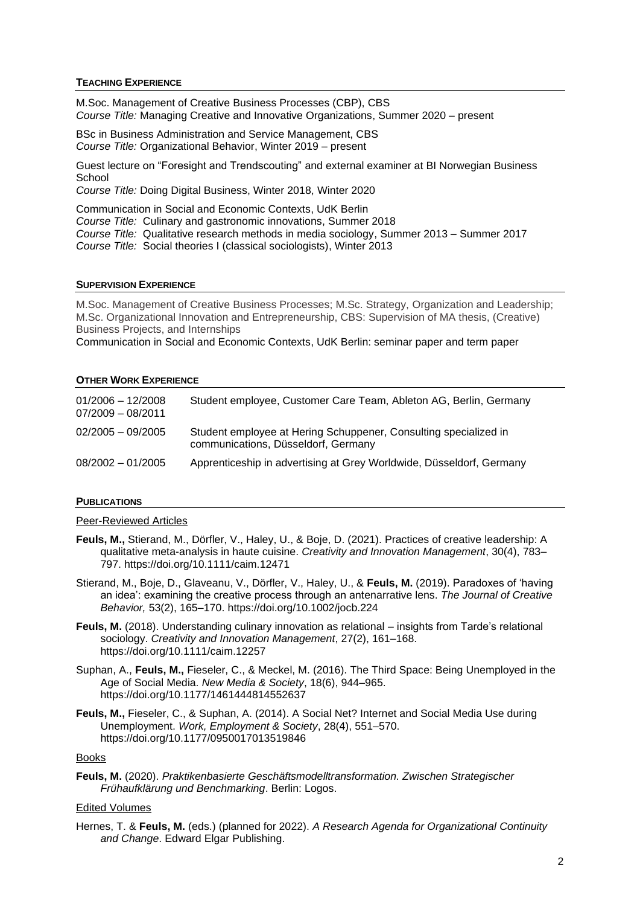## TEACHING EXPERIENCE

M.Soc. Management of Creative Business Processes (CBP), CBS
*Course Title:* Managing Creative and Innovative Organizations, Summer 2020 – present

BSc in Business Administration and Service Management, CBS
*Course Title:* Organizational Behavior, Winter 2019 – present

Guest lecture on "Foresight and Trendscouting" and external examiner at BI Norwegian Business School
*Course Title:* Doing Digital Business, Winter 2018, Winter 2020

Communication in Social and Economic Contexts, UdK Berlin
*Course Title:* Culinary and gastronomic innovations, Summer 2018
*Course Title:* Qualitative research methods in media sociology, Summer 2013 – Summer 2017
*Course Title:* Social theories I (classical sociologists), Winter 2013

## SUPERVISION EXPERIENCE

M.Soc. Management of Creative Business Processes; M.Sc. Strategy, Organization and Leadership; M.Sc. Organizational Innovation and Entrepreneurship, CBS: Supervision of MA thesis, (Creative) Business Projects, and Internships
Communication in Social and Economic Contexts, UdK Berlin: seminar paper and term paper

## OTHER WORK EXPERIENCE

| | |
|---|---|
| 01/2006 – 12/2008<br>07/2009 – 08/2011 | Student employee, Customer Care Team, Ableton AG, Berlin, Germany |
| 02/2005 – 09/2005 | Student employee at Hering Schuppener, Consulting specialized in communications, Düsseldorf, Germany |
| 08/2002 – 01/2005 | Apprenticeship in advertising at Grey Worldwide, Düsseldorf, Germany |

## PUBLICATIONS

### Peer-Reviewed Articles

**Feuls, M.,** Stierand, M., Dörfler, V., Haley, U., & Boje, D. (2021). Practices of creative leadership: A qualitative meta-analysis in haute cuisine. *Creativity and Innovation Management*, 30(4), 783–797. https://doi.org/10.1111/caim.12471

Stierand, M., Boje, D., Glaveanu, V., Dörfler, V., Haley, U., & **Feuls, M.** (2019). Paradoxes of 'having an idea': examining the creative process through an antenarrative lens. *The Journal of Creative Behavior,* 53(2), 165–170. https://doi.org/10.1002/jocb.224

**Feuls, M.** (2018). Understanding culinary innovation as relational – insights from Tarde's relational sociology. *Creativity and Innovation Management*, 27(2), 161–168. https://doi.org/10.1111/caim.12257

Suphan, A., **Feuls, M.,** Fieseler, C., & Meckel, M. (2016). The Third Space: Being Unemployed in the Age of Social Media. *New Media & Society*, 18(6), 944–965. https://doi.org/10.1177/1461444814552637

**Feuls, M.,** Fieseler, C., & Suphan, A. (2014). A Social Net? Internet and Social Media Use during Unemployment. *Work, Employment & Society*, 28(4), 551–570. https://doi.org/10.1177/0950017013519846

### Books

**Feuls, M.** (2020). *Praktikenbasierte Geschäftsmodelltransformation. Zwischen Strategischer Frühaufklärung und Benchmarking*. Berlin: Logos.

### Edited Volumes

Hernes, T. & **Feuls, M.** (eds.) (planned for 2022). *A Research Agenda for Organizational Continuity and Change*. Edward Elgar Publishing.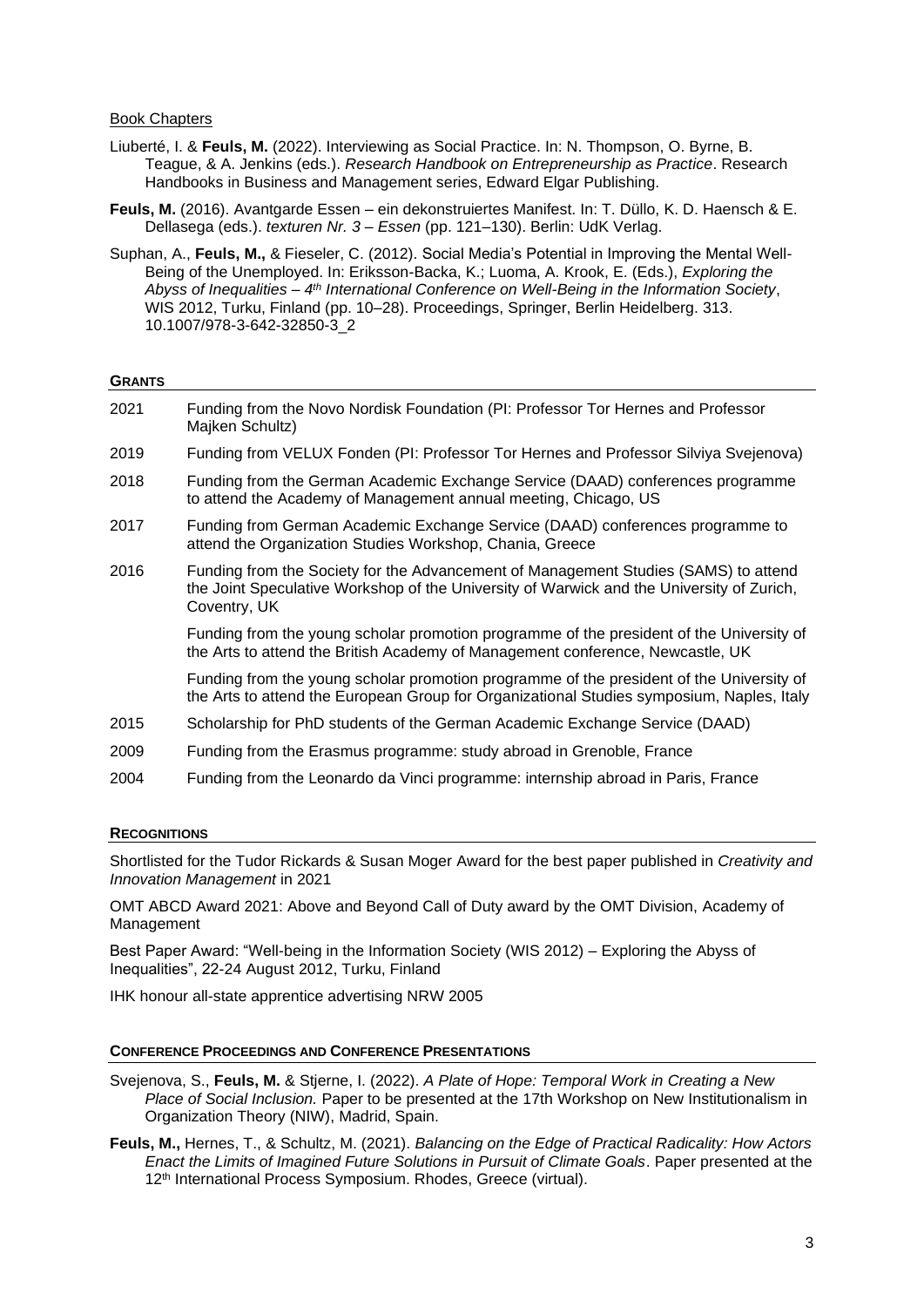Book Chapters

Liuberté, I. & **Feuls, M.** (2022). Interviewing as Social Practice. In: N. Thompson, O. Byrne, B. Teague, & A. Jenkins (eds.). *Research Handbook on Entrepreneurship as Practice*. Research Handbooks in Business and Management series, Edward Elgar Publishing.

**Feuls, M.** (2016). Avantgarde Essen – ein dekonstruiertes Manifest. In: T. Düllo, K. D. Haensch & E. Dellasega (eds.). *texturen Nr. 3 – Essen* (pp. 121–130). Berlin: UdK Verlag.

Suphan, A., **Feuls, M.,** & Fieseler, C. (2012). Social Media's Potential in Improving the Mental Well-Being of the Unemployed. In: Eriksson-Backa, K.; Luoma, A. Krook, E. (Eds.), *Exploring the Abyss of Inequalities – 4th International Conference on Well-Being in the Information Society*, WIS 2012, Turku, Finland (pp. 10–28). Proceedings, Springer, Berlin Heidelberg. 313. 10.1007/978-3-642-32850-3_2

## GRANTS

| | |
|---|---|
| 2021 | Funding from the Novo Nordisk Foundation (PI: Professor Tor Hernes and Professor Majken Schultz) |
| 2019 | Funding from VELUX Fonden (PI: Professor Tor Hernes and Professor Silviya Svejenova) |
| 2018 | Funding from the German Academic Exchange Service (DAAD) conferences programme to attend the Academy of Management annual meeting, Chicago, US |
| 2017 | Funding from German Academic Exchange Service (DAAD) conferences programme to attend the Organization Studies Workshop, Chania, Greece |
| 2016 | Funding from the Society for the Advancement of Management Studies (SAMS) to attend the Joint Speculative Workshop of the University of Warwick and the University of Zurich, Coventry, UK |
| | Funding from the young scholar promotion programme of the president of the University of the Arts to attend the British Academy of Management conference, Newcastle, UK |
| | Funding from the young scholar promotion programme of the president of the University of the Arts to attend the European Group for Organizational Studies symposium, Naples, Italy |
| 2015 | Scholarship for PhD students of the German Academic Exchange Service (DAAD) |
| 2009 | Funding from the Erasmus programme: study abroad in Grenoble, France |
| 2004 | Funding from the Leonardo da Vinci programme: internship abroad in Paris, France |

## RECOGNITIONS

Shortlisted for the Tudor Rickards & Susan Moger Award for the best paper published in *Creativity and Innovation Management* in 2021

OMT ABCD Award 2021: Above and Beyond Call of Duty award by the OMT Division, Academy of Management

Best Paper Award: "Well-being in the Information Society (WIS 2012) – Exploring the Abyss of Inequalities", 22-24 August 2012, Turku, Finland

IHK honour all-state apprentice advertising NRW 2005

## CONFERENCE PROCEEDINGS AND CONFERENCE PRESENTATIONS

Svejenova, S., **Feuls, M.** & Stjerne, I. (2022). *A Plate of Hope: Temporal Work in Creating a New Place of Social Inclusion.* Paper to be presented at the 17th Workshop on New Institutionalism in Organization Theory (NIW), Madrid, Spain.

**Feuls, M.,** Hernes, T., & Schultz, M. (2021). *Balancing on the Edge of Practical Radicality: How Actors Enact the Limits of Imagined Future Solutions in Pursuit of Climate Goals*. Paper presented at the 12th International Process Symposium. Rhodes, Greece (virtual).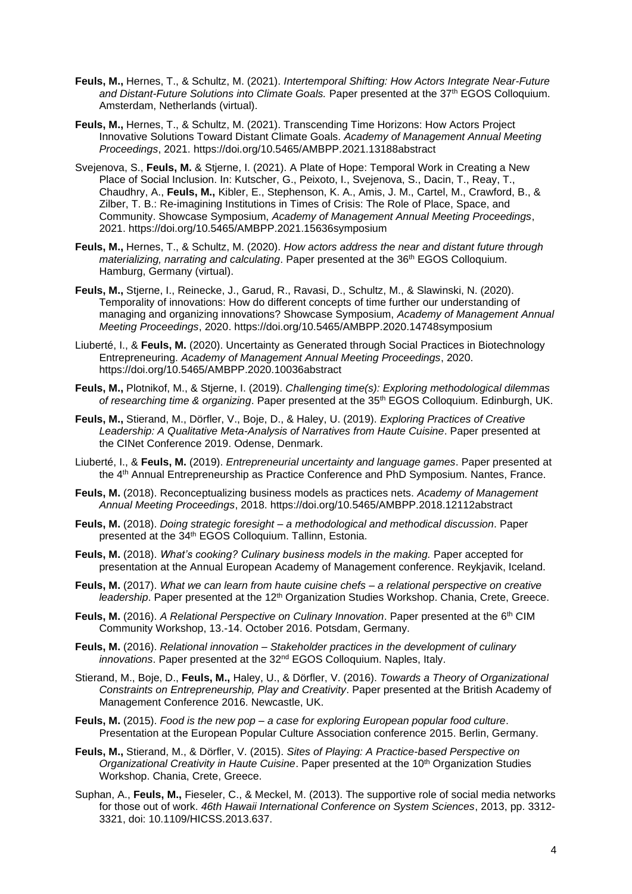**Feuls, M.,** Hernes, T., & Schultz, M. (2021). *Intertemporal Shifting: How Actors Integrate Near-Future and Distant-Future Solutions into Climate Goals.* Paper presented at the 37th EGOS Colloquium. Amsterdam, Netherlands (virtual).

**Feuls, M.,** Hernes, T., & Schultz, M. (2021). Transcending Time Horizons: How Actors Project Innovative Solutions Toward Distant Climate Goals. *Academy of Management Annual Meeting Proceedings*, 2021. https://doi.org/10.5465/AMBPP.2021.13188abstract

Svejenova, S., **Feuls, M.** & Stjerne, I. (2021). A Plate of Hope: Temporal Work in Creating a New Place of Social Inclusion. In: Kutscher, G., Peixoto, I., Svejenova, S., Dacin, T., Reay, T., Chaudhry, A., **Feuls, M.,** Kibler, E., Stephenson, K. A., Amis, J. M., Cartel, M., Crawford, B., & Zilber, T. B.: Re-imagining Institutions in Times of Crisis: The Role of Place, Space, and Community. Showcase Symposium, *Academy of Management Annual Meeting Proceedings*, 2021. https://doi.org/10.5465/AMBPP.2021.15636symposium

**Feuls, M.,** Hernes, T., & Schultz, M. (2020). *How actors address the near and distant future through materializing, narrating and calculating*. Paper presented at the 36th EGOS Colloquium. Hamburg, Germany (virtual).

**Feuls, M.,** Stjerne, I., Reinecke, J., Garud, R., Ravasi, D., Schultz, M., & Slawinski, N. (2020). Temporality of innovations: How do different concepts of time further our understanding of managing and organizing innovations? Showcase Symposium, *Academy of Management Annual Meeting Proceedings*, 2020. https://doi.org/10.5465/AMBPP.2020.14748symposium

Liuberté, I., & **Feuls, M.** (2020). Uncertainty as Generated through Social Practices in Biotechnology Entrepreneuring. *Academy of Management Annual Meeting Proceedings*, 2020. https://doi.org/10.5465/AMBPP.2020.10036abstract

**Feuls, M.,** Plotnikof, M., & Stjerne, I. (2019). *Challenging time(s): Exploring methodological dilemmas of researching time & organizing*. Paper presented at the 35th EGOS Colloquium. Edinburgh, UK.

**Feuls, M.,** Stierand, M., Dörfler, V., Boje, D., & Haley, U. (2019). *Exploring Practices of Creative Leadership: A Qualitative Meta-Analysis of Narratives from Haute Cuisine*. Paper presented at the CINet Conference 2019. Odense, Denmark.

Liuberté, I., & **Feuls, M.** (2019). *Entrepreneurial uncertainty and language games*. Paper presented at the 4th Annual Entrepreneurship as Practice Conference and PhD Symposium. Nantes, France.

**Feuls, M.** (2018). Reconceptualizing business models as practices nets. *Academy of Management Annual Meeting Proceedings*, 2018. https://doi.org/10.5465/AMBPP.2018.12112abstract

**Feuls, M.** (2018). *Doing strategic foresight – a methodological and methodical discussion*. Paper presented at the 34th EGOS Colloquium. Tallinn, Estonia.

**Feuls, M.** (2018). *What's cooking? Culinary business models in the making.* Paper accepted for presentation at the Annual European Academy of Management conference. Reykjavik, Iceland.

**Feuls, M.** (2017). *What we can learn from haute cuisine chefs – a relational perspective on creative leadership*. Paper presented at the 12th Organization Studies Workshop. Chania, Crete, Greece.

**Feuls, M.** (2016). *A Relational Perspective on Culinary Innovation*. Paper presented at the 6th CIM Community Workshop, 13.-14. October 2016. Potsdam, Germany.

**Feuls, M.** (2016). *Relational innovation – Stakeholder practices in the development of culinary innovations*. Paper presented at the 32nd EGOS Colloquium. Naples, Italy.

Stierand, M., Boje, D., **Feuls, M.,** Haley, U., & Dörfler, V. (2016). *Towards a Theory of Organizational Constraints on Entrepreneurship, Play and Creativity*. Paper presented at the British Academy of Management Conference 2016. Newcastle, UK.

**Feuls, M.** (2015). *Food is the new pop – a case for exploring European popular food culture*. Presentation at the European Popular Culture Association conference 2015. Berlin, Germany.

**Feuls, M.,** Stierand, M., & Dörfler, V. (2015). *Sites of Playing: A Practice-based Perspective on Organizational Creativity in Haute Cuisine*. Paper presented at the 10th Organization Studies Workshop. Chania, Crete, Greece.

Suphan, A., **Feuls, M.,** Fieseler, C., & Meckel, M. (2013). The supportive role of social media networks for those out of work. *46th Hawaii International Conference on System Sciences*, 2013, pp. 3312-3321, doi: 10.1109/HICSS.2013.637.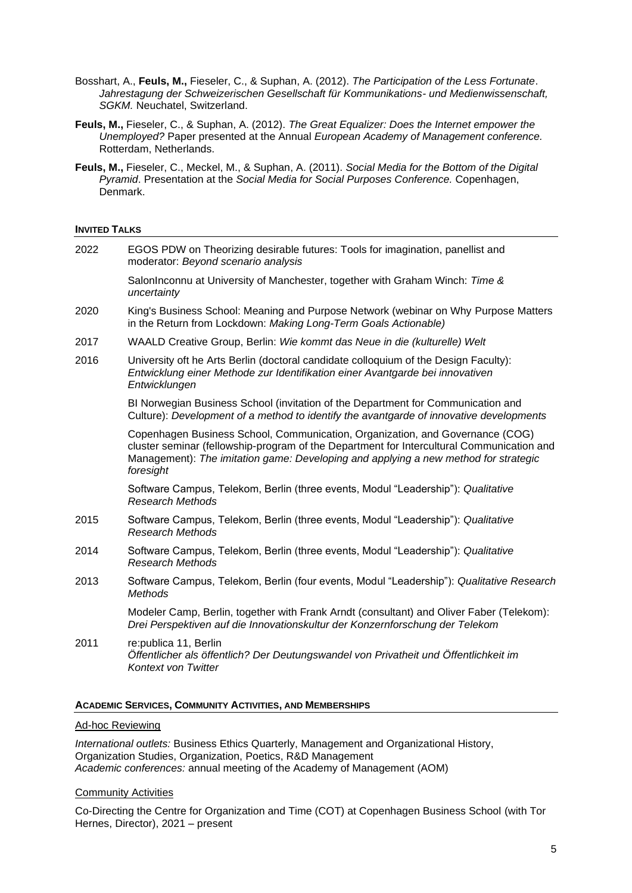Bosshart, A., **Feuls, M.,** Fieseler, C., & Suphan, A. (2012). *The Participation of the Less Fortunate*. *Jahrestagung der Schweizerischen Gesellschaft für Kommunikations- und Medienwissenschaft, SGKM.* Neuchatel, Switzerland.

**Feuls, M.,** Fieseler, C., & Suphan, A. (2012). *The Great Equalizer: Does the Internet empower the Unemployed?* Paper presented at the Annual *European Academy of Management conference.* Rotterdam, Netherlands.

**Feuls, M.,** Fieseler, C., Meckel, M., & Suphan, A. (2011). *Social Media for the Bottom of the Digital Pyramid*. Presentation at the *Social Media for Social Purposes Conference.* Copenhagen, Denmark.

## INVITED TALKS

| | |
|---|---|
| 2022 | EGOS PDW on Theorizing desirable futures: Tools for imagination, panellist and moderator: *Beyond scenario analysis* |
| | SalonInconnu at University of Manchester, together with Graham Winch: *Time & uncertainty* |
| 2020 | King's Business School: Meaning and Purpose Network (webinar on Why Purpose Matters in the Return from Lockdown: *Making Long-Term Goals Actionable)* |
| 2017 | WAALD Creative Group, Berlin: *Wie kommt das Neue in die (kulturelle) Welt* |
| 2016 | University oft he Arts Berlin (doctoral candidate colloquium of the Design Faculty): *Entwicklung einer Methode zur Identifikation einer Avantgarde bei innovativen Entwicklungen* |
| | BI Norwegian Business School (invitation of the Department for Communication and Culture): *Development of a method to identify the avantgarde of innovative developments* |
| | Copenhagen Business School, Communication, Organization, and Governance (COG) cluster seminar (fellowship-program of the Department for Intercultural Communication and Management): *The imitation game: Developing and applying a new method for strategic foresight* |
| | Software Campus, Telekom, Berlin (three events, Modul "Leadership"): *Qualitative Research Methods* |
| 2015 | Software Campus, Telekom, Berlin (three events, Modul "Leadership"): *Qualitative Research Methods* |
| 2014 | Software Campus, Telekom, Berlin (three events, Modul "Leadership"): *Qualitative Research Methods* |
| 2013 | Software Campus, Telekom, Berlin (four events, Modul "Leadership"): *Qualitative Research Methods* |
| | Modeler Camp, Berlin, together with Frank Arndt (consultant) and Oliver Faber (Telekom): *Drei Perspektiven auf die Innovationskultur der Konzernforschung der Telekom* |
| 2011 | re:publica 11, Berlin *Öffentlicher als öffentlich? Der Deutungswandel von Privatheit und Öffentlichkeit im Kontext von Twitter* |

## ACADEMIC SERVICES, COMMUNITY ACTIVITIES, AND MEMBERSHIPS

### Ad-hoc Reviewing

*International outlets:* Business Ethics Quarterly, Management and Organizational History, Organization Studies, Organization, Poetics, R&D Management
*Academic conferences:* annual meeting of the Academy of Management (AOM)

### Community Activities

Co-Directing the Centre for Organization and Time (COT) at Copenhagen Business School (with Tor Hernes, Director), 2021 – present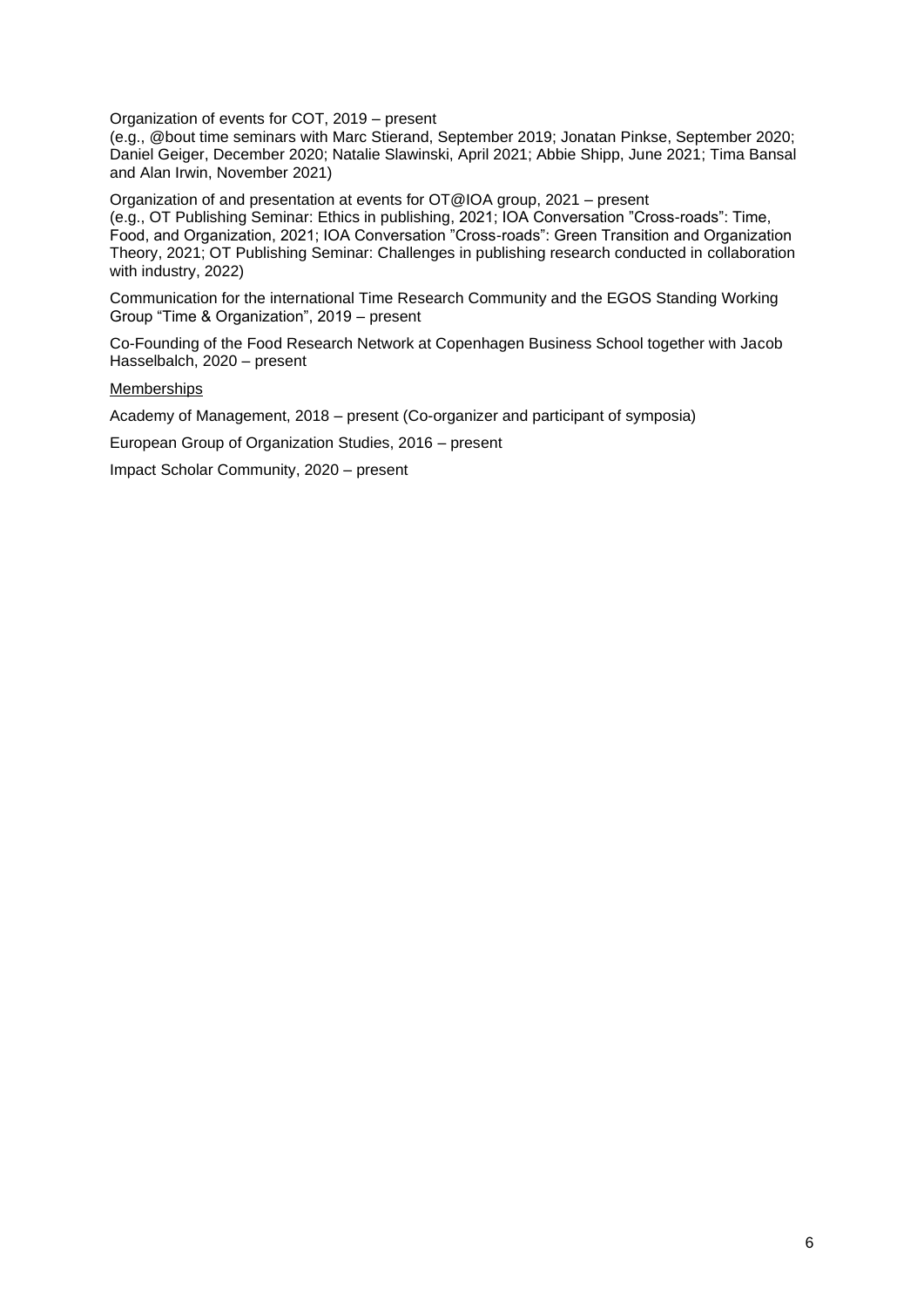Organization of events for COT, 2019 – present
(e.g., @bout time seminars with Marc Stierand, September 2019; Jonatan Pinkse, September 2020; Daniel Geiger, December 2020; Natalie Slawinski, April 2021; Abbie Shipp, June 2021; Tima Bansal and Alan Irwin, November 2021)

Organization of and presentation at events for OT@IOA group, 2021 – present
(e.g., OT Publishing Seminar: Ethics in publishing, 2021; IOA Conversation "Cross-roads": Time, Food, and Organization, 2021; IOA Conversation "Cross-roads": Green Transition and Organization Theory, 2021; OT Publishing Seminar: Challenges in publishing research conducted in collaboration with industry, 2022)

Communication for the international Time Research Community and the EGOS Standing Working Group "Time & Organization", 2019 – present

Co-Founding of the Food Research Network at Copenhagen Business School together with Jacob Hasselbalch, 2020 – present

<u>Memberships</u>

Academy of Management, 2018 – present (Co-organizer and participant of symposia)

European Group of Organization Studies, 2016 – present

Impact Scholar Community, 2020 – present